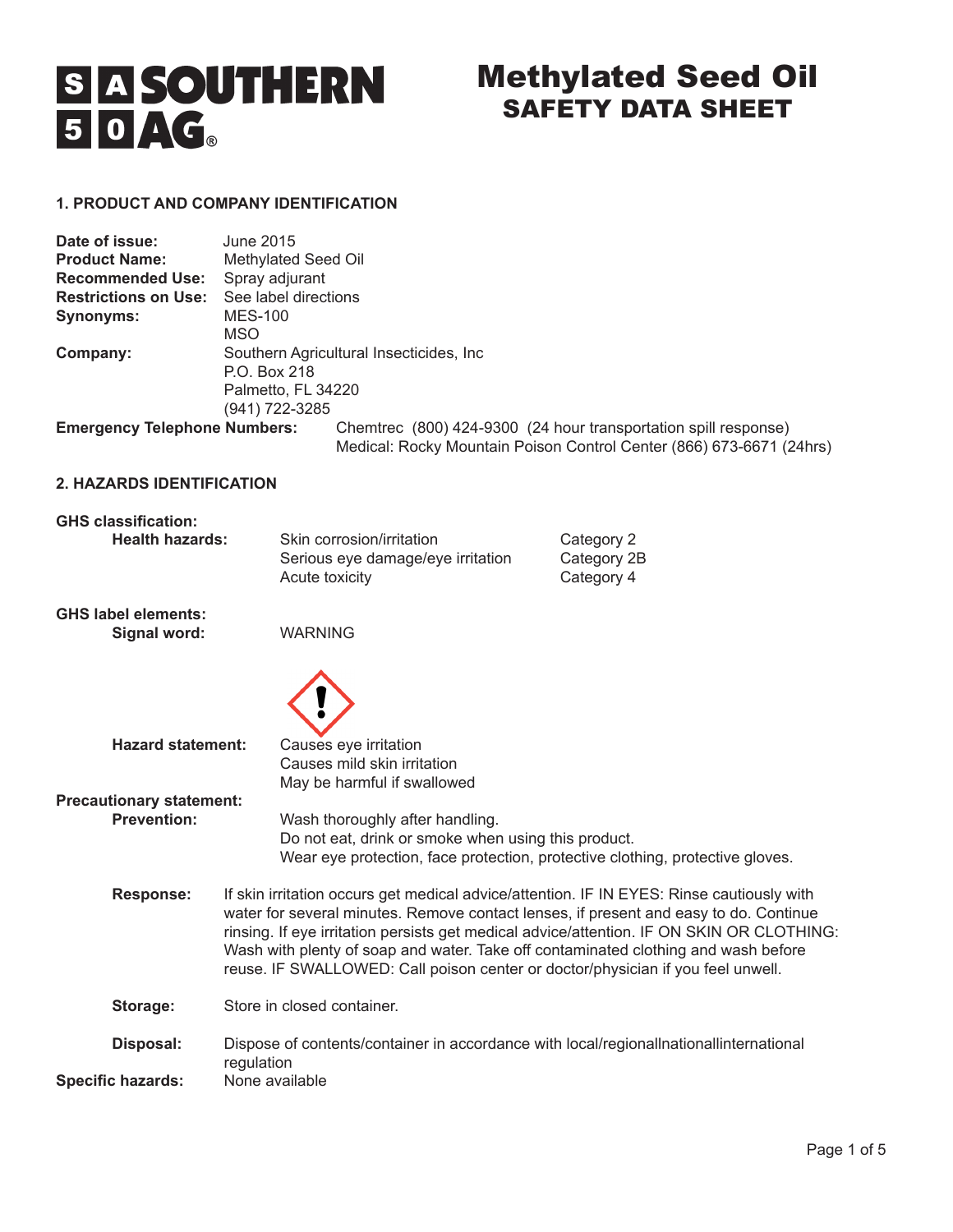**SOUTHERN AG®**

# Methylated Seed Oil
## SAFETY DATA SHEET

### 1. PRODUCT AND COMPANY IDENTIFICATION

**Date of issue:** June 2015
**Product Name:** Methylated Seed Oil
**Recommended Use:** Spray adjurant
**Restrictions on Use:** See label directions
**Synonyms:** MES-100
MSO
**Company:** Southern Agricultural Insecticides, Inc
P.O. Box 218
Palmetto, FL 34220
(941) 722-3285
**Emergency Telephone Numbers:** Chemtrec (800) 424-9300 (24 hour transportation spill response)
Medical: Rocky Mountain Poison Control Center (866) 673-6671 (24hrs)

### 2. HAZARDS IDENTIFICATION

**GHS classification:**

**Health hazards:**

| | |
|---|---|
| Skin corrosion/irritation | Category 2 |
| Serious eye damage/eye irritation | Category 2B |
| Acute toxicity | Category 4 |

**GHS label elements:**

**Signal word:** WARNING

**Hazard statement:** Causes eye irritation
Causes mild skin irritation
May be harmful if swallowed

**Precautionary statement:**

**Prevention:** Wash thoroughly after handling.
Do not eat, drink or smoke when using this product.
Wear eye protection, face protection, protective clothing, protective gloves.

**Response:** If skin irritation occurs get medical advice/attention. IF IN EYES: Rinse cautiously with water for several minutes. Remove contact lenses, if present and easy to do. Continue rinsing. If eye irritation persists get medical advice/attention. IF ON SKIN OR CLOTHING: Wash with plenty of soap and water. Take off contaminated clothing and wash before reuse. IF SWALLOWED: Call poison center or doctor/physician if you feel unwell.

**Storage:** Store in closed container.

**Disposal:** Dispose of contents/container in accordance with local/regionallnationallinternational regulation

**Specific hazards:** None available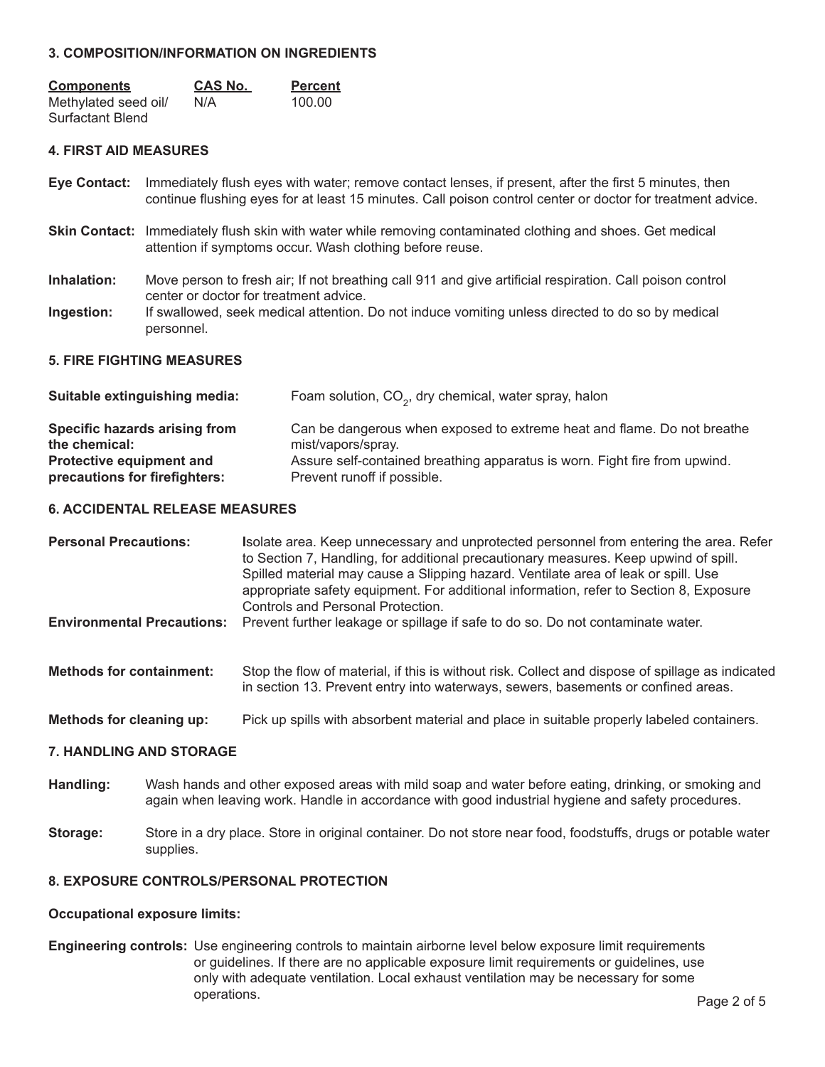## 3. COMPOSITION/INFORMATION ON INGREDIENTS

| Components | CAS No. | Percent |
|---|---|---|
| Methylated seed oil/ Surfactant Blend | N/A | 100.00 |

## 4. FIRST AID MEASURES

**Eye Contact:** Immediately flush eyes with water; remove contact lenses, if present, after the first 5 minutes, then continue flushing eyes for at least 15 minutes. Call poison control center or doctor for treatment advice.

**Skin Contact:** Immediately flush skin with water while removing contaminated clothing and shoes. Get medical attention if symptoms occur. Wash clothing before reuse.

**Inhalation:** Move person to fresh air; If not breathing call 911 and give artificial respiration. Call poison control center or doctor for treatment advice.

**Ingestion:** If swallowed, seek medical attention. Do not induce vomiting unless directed to do so by medical personnel.

## 5. FIRE FIGHTING MEASURES

**Suitable extinguishing media:** Foam solution, $CO_2$, dry chemical, water spray, halon

**Specific hazards arising from the chemical:** Can be dangerous when exposed to extreme heat and flame. Do not breathe mist/vapors/spray.

**Protective equipment and precautions for firefighters:** Assure self-contained breathing apparatus is worn. Fight fire from upwind. Prevent runoff if possible.

## 6. ACCIDENTAL RELEASE MEASURES

**Personal Precautions:** Isolate area. Keep unnecessary and unprotected personnel from entering the area. Refer to Section 7, Handling, for additional precautionary measures. Keep upwind of spill. Spilled material may cause a Slipping hazard. Ventilate area of leak or spill. Use appropriate safety equipment. For additional information, refer to Section 8, Exposure Controls and Personal Protection.

**Environmental Precautions:** Prevent further leakage or spillage if safe to do so. Do not contaminate water.

**Methods for containment:** Stop the flow of material, if this is without risk. Collect and dispose of spillage as indicated in section 13. Prevent entry into waterways, sewers, basements or confined areas.

**Methods for cleaning up:** Pick up spills with absorbent material and place in suitable properly labeled containers.

## 7. HANDLING AND STORAGE

**Handling:** Wash hands and other exposed areas with mild soap and water before eating, drinking, or smoking and again when leaving work. Handle in accordance with good industrial hygiene and safety procedures.

**Storage:** Store in a dry place. Store in original container. Do not store near food, foodstuffs, drugs or potable water supplies.

## 8. EXPOSURE CONTROLS/PERSONAL PROTECTION

**Occupational exposure limits:**

**Engineering controls:** Use engineering controls to maintain airborne level below exposure limit requirements or guidelines. If there are no applicable exposure limit requirements or guidelines, use only with adequate ventilation. Local exhaust ventilation may be necessary for some operations.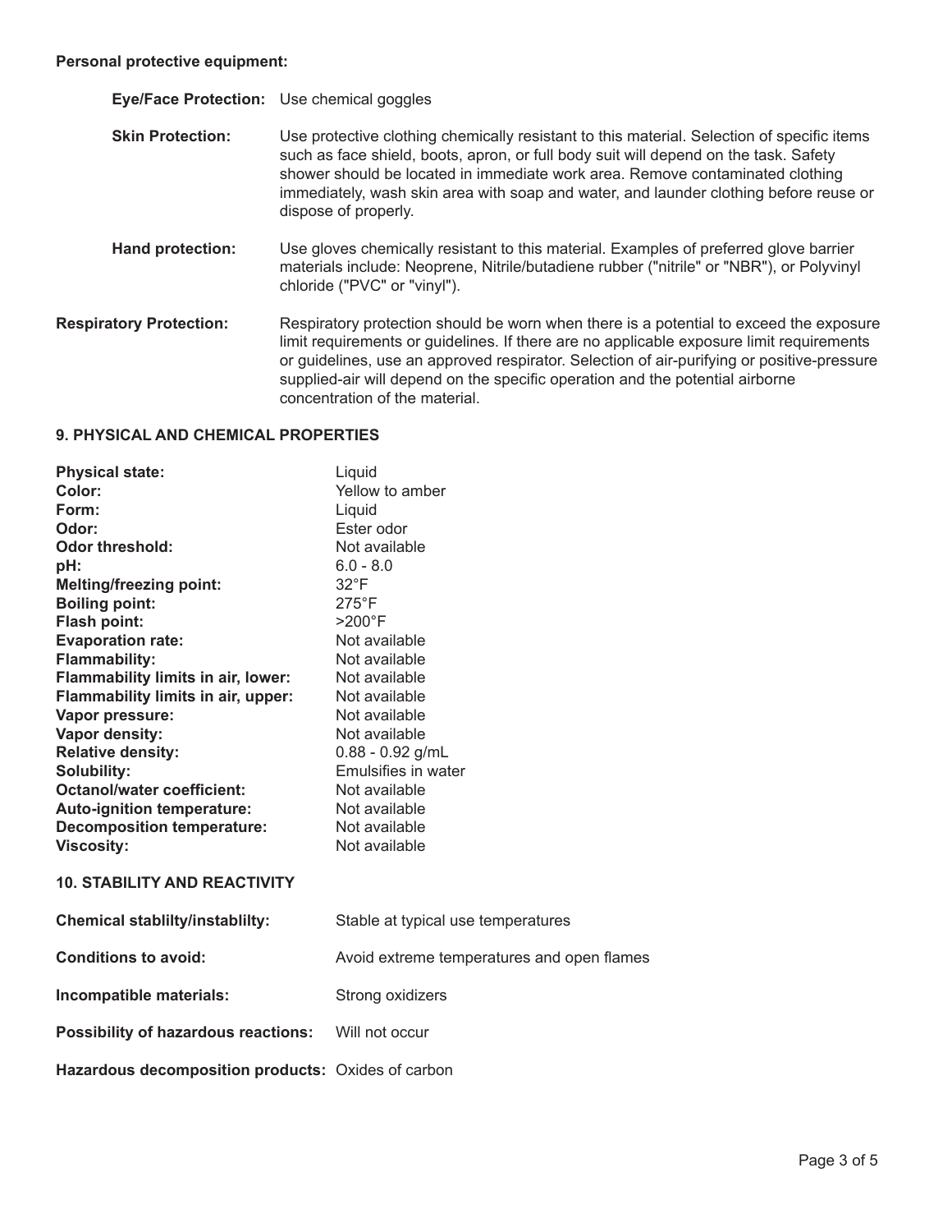**Personal protective equipment:**

**Eye/Face Protection:** Use chemical goggles

**Skin Protection:** Use protective clothing chemically resistant to this material. Selection of specific items such as face shield, boots, apron, or full body suit will depend on the task. Safety shower should be located in immediate work area. Remove contaminated clothing immediately, wash skin area with soap and water, and launder clothing before reuse or dispose of properly.

**Hand protection:** Use gloves chemically resistant to this material. Examples of preferred glove barrier materials include: Neoprene, Nitrile/butadiene rubber ("nitrile" or "NBR"), or Polyvinyl chloride ("PVC" or "vinyl").

**Respiratory Protection:** Respiratory protection should be worn when there is a potential to exceed the exposure limit requirements or guidelines. If there are no applicable exposure limit requirements or guidelines, use an approved respirator. Selection of air-purifying or positive-pressure supplied-air will depend on the specific operation and the potential airborne concentration of the material.

## 9. PHYSICAL AND CHEMICAL PROPERTIES

| | |
|---|---|
| **Physical state:** | Liquid |
| **Color:** | Yellow to amber |
| **Form:** | Liquid |
| **Odor:** | Ester odor |
| **Odor threshold:** | Not available |
| **pH:** | 6.0 - 8.0 |
| **Melting/freezing point:** | 32°F |
| **Boiling point:** | 275°F |
| **Flash point:** | >200°F |
| **Evaporation rate:** | Not available |
| **Flammability:** | Not available |
| **Flammability limits in air, lower:** | Not available |
| **Flammability limits in air, upper:** | Not available |
| **Vapor pressure:** | Not available |
| **Vapor density:** | Not available |
| **Relative density:** | 0.88 - 0.92 g/mL |
| **Solubility:** | Emulsifies in water |
| **Octanol/water coefficient:** | Not available |
| **Auto-ignition temperature:** | Not available |
| **Decomposition temperature:** | Not available |
| **Viscosity:** | Not available |

## 10. STABILITY AND REACTIVITY

**Chemical stablilty/instablilty:** Stable at typical use temperatures

**Conditions to avoid:** Avoid extreme temperatures and open flames

**Incompatible materials:** Strong oxidizers

**Possibility of hazardous reactions:** Will not occur

**Hazardous decomposition products:** Oxides of carbon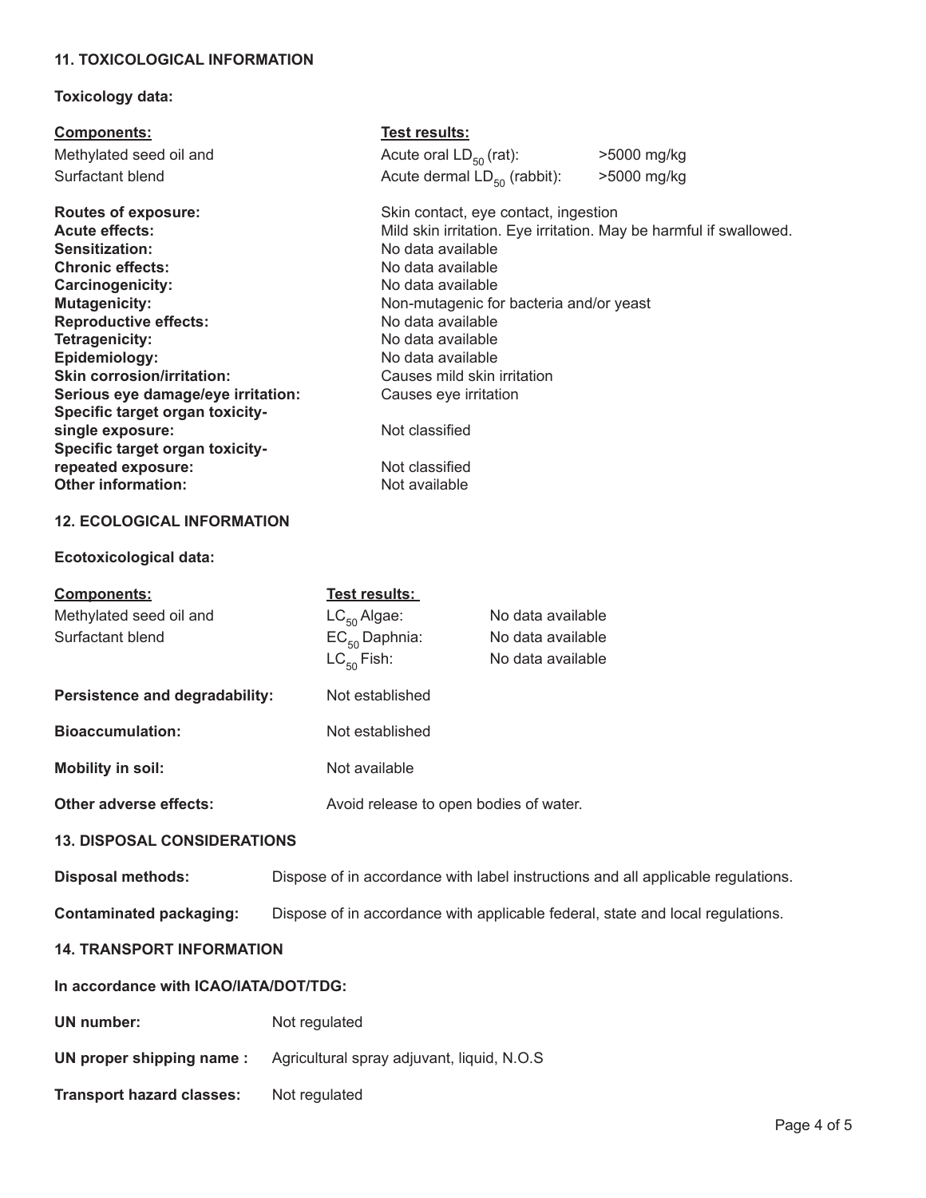## 11. TOXICOLOGICAL INFORMATION

**Toxicology data:**

| Components: | Test results: | |
|---|---|---|
| Methylated seed oil and | Acute oral $LD_{50}$ (rat): | >5000 mg/kg |
| Surfactant blend | Acute dermal $LD_{50}$ (rabbit): | >5000 mg/kg |

**Routes of exposure:** Skin contact, eye contact, ingestion
**Acute effects:** Mild skin irritation. Eye irritation. May be harmful if swallowed.
**Sensitization:** No data available
**Chronic effects:** No data available
**Carcinogenicity:** No data available
**Mutagenicity:** Non-mutagenic for bacteria and/or yeast
**Reproductive effects:** No data available
**Tetragenicity:** No data available
**Epidemiology:** No data available
**Skin corrosion/irritation:** Causes mild skin irritation
**Serious eye damage/eye irritation:** Causes eye irritation
**Specific target organ toxicity-single exposure:** Not classified
**Specific target organ toxicity-repeated exposure:** Not classified
**Other information:** Not available

## 12. ECOLOGICAL INFORMATION

**Ecotoxicological data:**

| Components: | Test results: | |
|---|---|---|
| Methylated seed oil and | $LC_{50}$ Algae: | No data available |
| Surfactant blend | $EC_{50}$ Daphnia: | No data available |
| | $LC_{50}$ Fish: | No data available |

**Persistence and degradability:** Not established

**Bioaccumulation:** Not established

**Mobility in soil:** Not available

**Other adverse effects:** Avoid release to open bodies of water.

## 13. DISPOSAL CONSIDERATIONS

**Disposal methods:** Dispose of in accordance with label instructions and all applicable regulations.

**Contaminated packaging:** Dispose of in accordance with applicable federal, state and local regulations.

## 14. TRANSPORT INFORMATION

**In accordance with ICAO/IATA/DOT/TDG:**

**UN number:** Not regulated

**UN proper shipping name :** Agricultural spray adjuvant, liquid, N.O.S

**Transport hazard classes:** Not regulated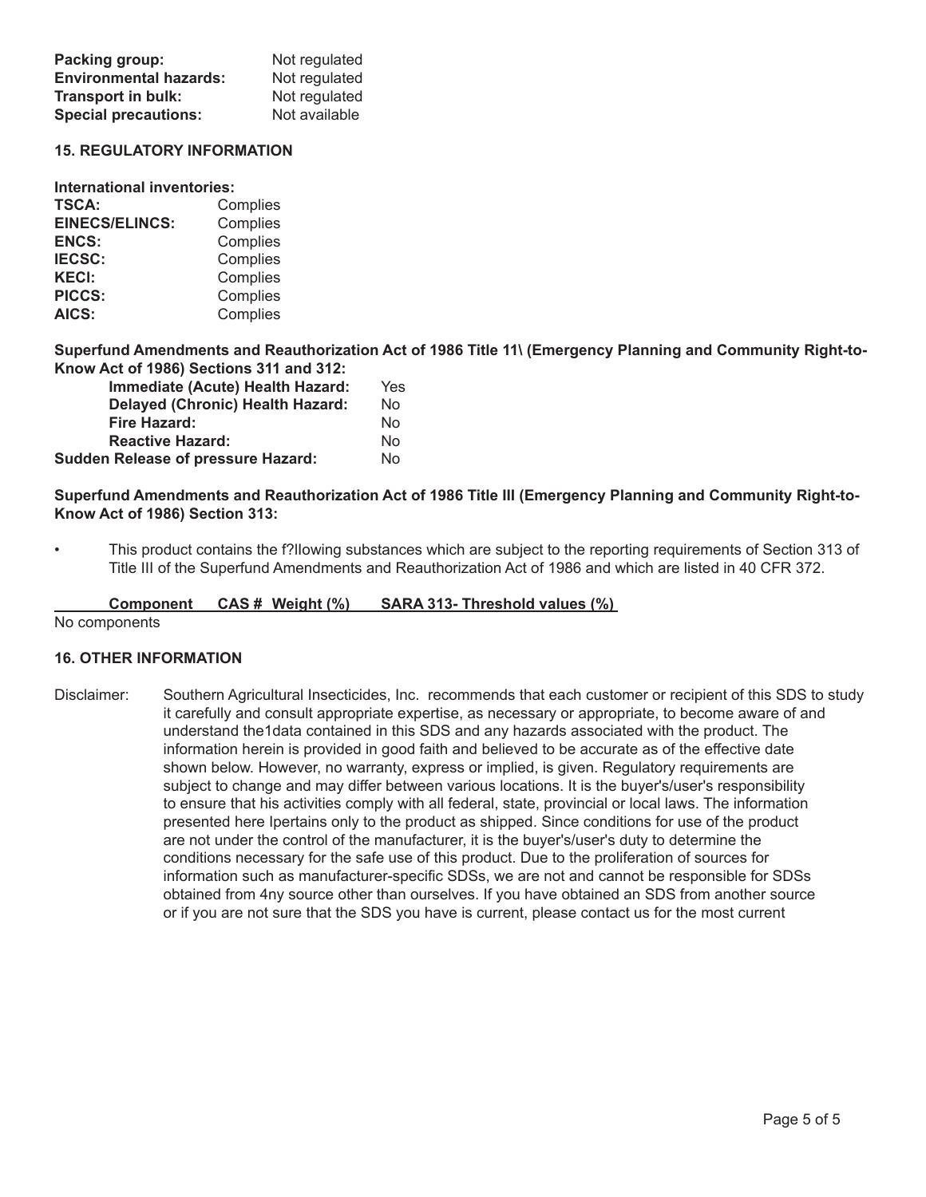**Packing group:** Not regulated
**Environmental hazards:** Not regulated
**Transport in bulk:** Not regulated
**Special precautions:** Not available

## 15. REGULATORY INFORMATION

**International inventories:**

| | |
|---|---|
| **TSCA:** | Complies |
| **EINECS/ELINCS:** | Complies |
| **ENCS:** | Complies |
| **IECSC:** | Complies |
| **KECI:** | Complies |
| **PICCS:** | Complies |
| **AICS:** | Complies |

**Superfund Amendments and Reauthorization Act of 1986 Title 11\ (Emergency Planning and Community Right-to-Know Act of 1986) Sections 311 and 312:**

| | |
|---|---|
| **Immediate (Acute) Health Hazard:** | Yes |
| **Delayed (Chronic) Health Hazard:** | No |
| **Fire Hazard:** | No |
| **Reactive Hazard:** | No |
| **Sudden Release of pressure Hazard:** | No |

**Superfund Amendments and Reauthorization Act of 1986 Title III (Emergency Planning and Community Right-to-Know Act of 1986) Section 313:**

- This product contains the f?llowing substances which are subject to the reporting requirements of Section 313 of Title III of the Superfund Amendments and Reauthorization Act of 1986 and which are listed in 40 CFR 372.

| Component | CAS # | Weight (%) | SARA 313- Threshold values (%) |
|---|---|---|---|

No components

## 16. OTHER INFORMATION

Disclaimer: Southern Agricultural Insecticides, Inc. recommends that each customer or recipient of this SDS to study it carefully and consult appropriate expertise, as necessary or appropriate, to become aware of and understand the1data contained in this SDS and any hazards associated with the product. The information herein is provided in good faith and believed to be accurate as of the effective date shown below. However, no warranty, express or implied, is given. Regulatory requirements are subject to change and may differ between various locations. It is the buyer's/user's responsibility to ensure that his activities comply with all federal, state, provincial or local laws. The information presented here Ipertains only to the product as shipped. Since conditions for use of the product are not under the control of the manufacturer, it is the buyer's/user's duty to determine the conditions necessary for the safe use of this product. Due to the proliferation of sources for information such as manufacturer-specific SDSs, we are not and cannot be responsible for SDSs obtained from 4ny source other than ourselves. If you have obtained an SDS from another source or if you are not sure that the SDS you have is current, please contact us for the most current